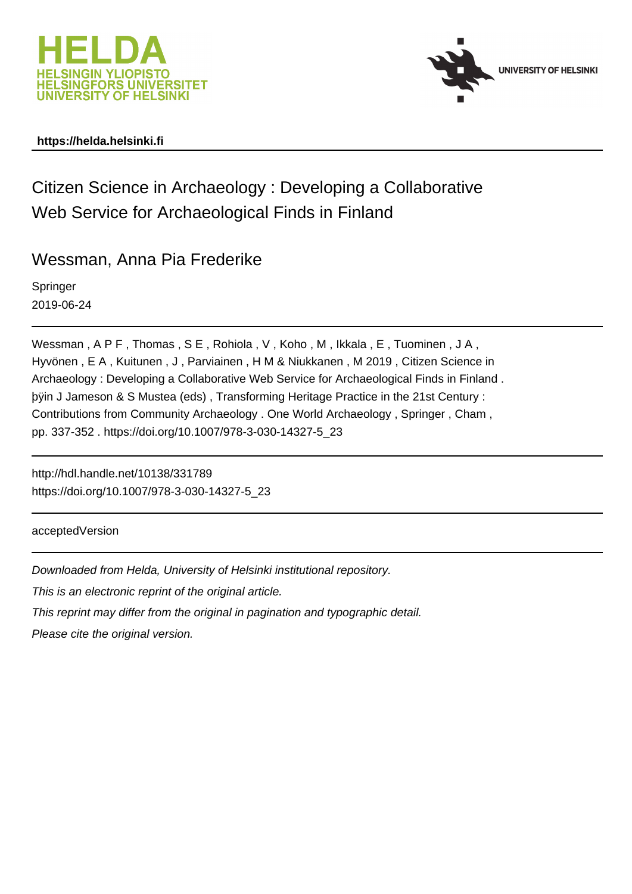**https://helda.helsinki.fi**

# Citizen Science in Archaeology : Developing a Collaborative Web Service for Archaeological Finds in Finland

## Wessman, Anna Pia Frederike

Springer

2019-06-24

---

Wessman , A P F , Thomas , S E , Rohiola , V , Koho , M , Ikkala , E , Tuominen , J A , Hyvönen , E A , Kuitunen , J , Parviainen , H M & Niukkanen , M 2019 , Citizen Science in Archaeology : Developing a Collaborative Web Service for Archaeological Finds in Finland . þÿin J Jameson & S Mustea (eds) , Transforming Heritage Practice in the 21st Century : Contributions from Community Archaeology . One World Archaeology , Springer , Cham , pp. 337-352 . https://doi.org/10.1007/978-3-030-14327-5_23

---

http://hdl.handle.net/10138/331789
https://doi.org/10.1007/978-3-030-14327-5_23

---

acceptedVersion

---

*Downloaded from Helda, University of Helsinki institutional repository.*

*This is an electronic reprint of the original article.*

*This reprint may differ from the original in pagination and typographic detail.*

*Please cite the original version.*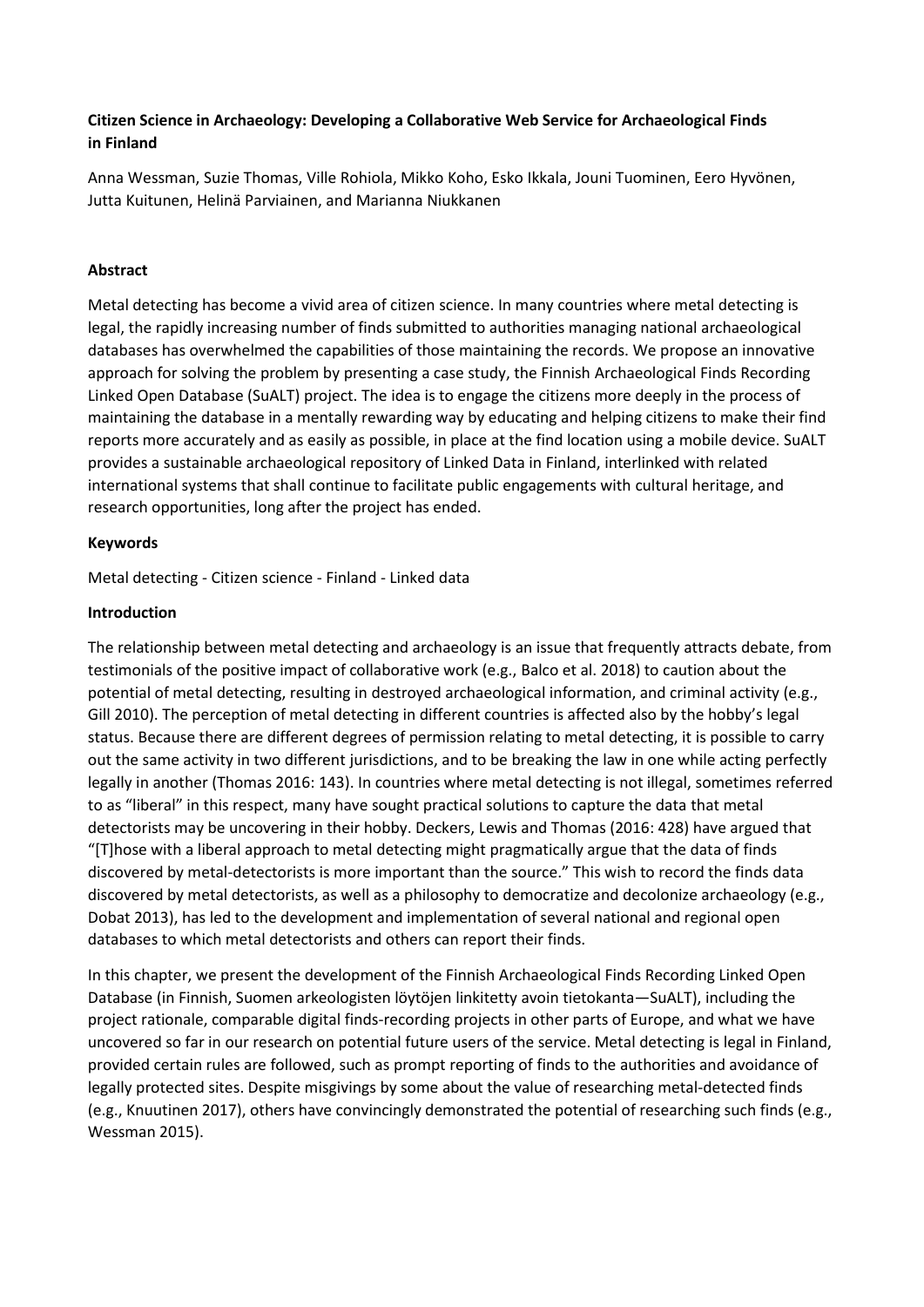**Citizen Science in Archaeology: Developing a Collaborative Web Service for Archaeological Finds in Finland**

Anna Wessman, Suzie Thomas, Ville Rohiola, Mikko Koho, Esko Ikkala, Jouni Tuominen, Eero Hyvönen, Jutta Kuitunen, Helinä Parviainen, and Marianna Niukkanen

**Abstract**

Metal detecting has become a vivid area of citizen science. In many countries where metal detecting is legal, the rapidly increasing number of finds submitted to authorities managing national archaeological databases has overwhelmed the capabilities of those maintaining the records. We propose an innovative approach for solving the problem by presenting a case study, the Finnish Archaeological Finds Recording Linked Open Database (SuALT) project. The idea is to engage the citizens more deeply in the process of maintaining the database in a mentally rewarding way by educating and helping citizens to make their find reports more accurately and as easily as possible, in place at the find location using a mobile device. SuALT provides a sustainable archaeological repository of Linked Data in Finland, interlinked with related international systems that shall continue to facilitate public engagements with cultural heritage, and research opportunities, long after the project has ended.

**Keywords**

Metal detecting - Citizen science - Finland - Linked data

**Introduction**

The relationship between metal detecting and archaeology is an issue that frequently attracts debate, from testimonials of the positive impact of collaborative work (e.g., Balco et al. 2018) to caution about the potential of metal detecting, resulting in destroyed archaeological information, and criminal activity (e.g., Gill 2010). The perception of metal detecting in different countries is affected also by the hobby's legal status. Because there are different degrees of permission relating to metal detecting, it is possible to carry out the same activity in two different jurisdictions, and to be breaking the law in one while acting perfectly legally in another (Thomas 2016: 143). In countries where metal detecting is not illegal, sometimes referred to as "liberal" in this respect, many have sought practical solutions to capture the data that metal detectorists may be uncovering in their hobby. Deckers, Lewis and Thomas (2016: 428) have argued that "[T]hose with a liberal approach to metal detecting might pragmatically argue that the data of finds discovered by metal-detectorists is more important than the source." This wish to record the finds data discovered by metal detectorists, as well as a philosophy to democratize and decolonize archaeology (e.g., Dobat 2013), has led to the development and implementation of several national and regional open databases to which metal detectorists and others can report their finds.

In this chapter, we present the development of the Finnish Archaeological Finds Recording Linked Open Database (in Finnish, Suomen arkeologisten löytöjen linkitetty avoin tietokanta—SuALT), including the project rationale, comparable digital finds-recording projects in other parts of Europe, and what we have uncovered so far in our research on potential future users of the service. Metal detecting is legal in Finland, provided certain rules are followed, such as prompt reporting of finds to the authorities and avoidance of legally protected sites. Despite misgivings by some about the value of researching metal-detected finds (e.g., Knuutinen 2017), others have convincingly demonstrated the potential of researching such finds (e.g., Wessman 2015).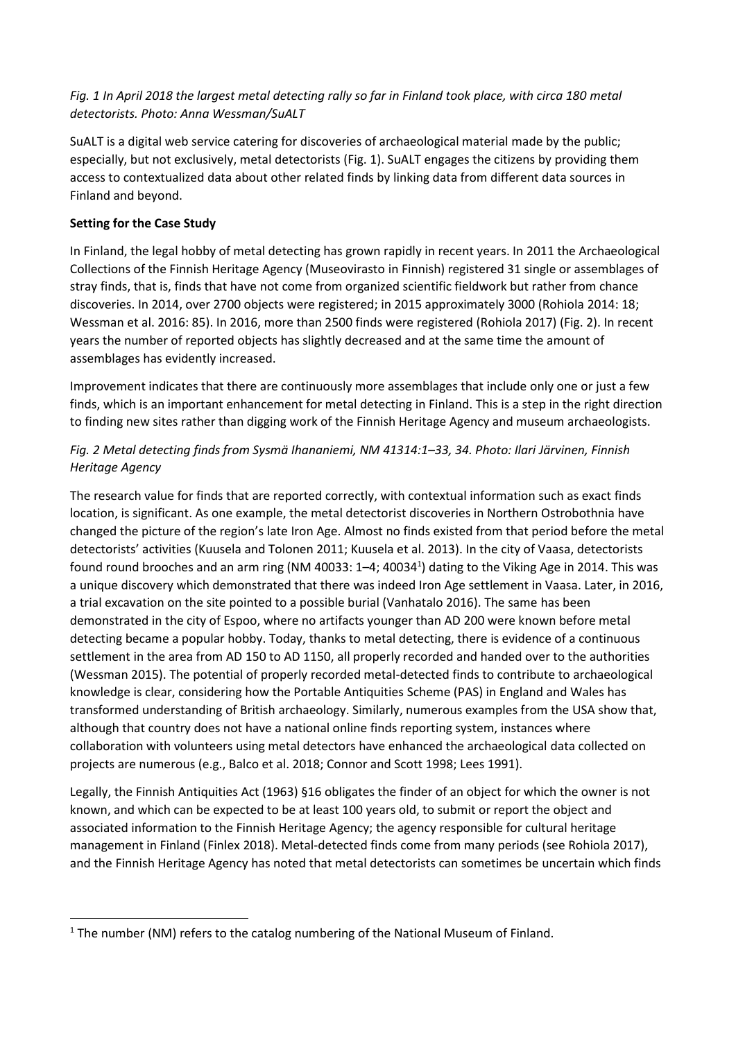*Fig. 1 In April 2018 the largest metal detecting rally so far in Finland took place, with circa 180 metal detectorists. Photo: Anna Wessman/SuALT*

SuALT is a digital web service catering for discoveries of archaeological material made by the public; especially, but not exclusively, metal detectorists (Fig. 1). SuALT engages the citizens by providing them access to contextualized data about other related finds by linking data from different data sources in Finland and beyond.

**Setting for the Case Study**

In Finland, the legal hobby of metal detecting has grown rapidly in recent years. In 2011 the Archaeological Collections of the Finnish Heritage Agency (Museovirasto in Finnish) registered 31 single or assemblages of stray finds, that is, finds that have not come from organized scientific fieldwork but rather from chance discoveries. In 2014, over 2700 objects were registered; in 2015 approximately 3000 (Rohiola 2014: 18; Wessman et al. 2016: 85). In 2016, more than 2500 finds were registered (Rohiola 2017) (Fig. 2). In recent years the number of reported objects has slightly decreased and at the same time the amount of assemblages has evidently increased.

Improvement indicates that there are continuously more assemblages that include only one or just a few finds, which is an important enhancement for metal detecting in Finland. This is a step in the right direction to finding new sites rather than digging work of the Finnish Heritage Agency and museum archaeologists.

*Fig. 2 Metal detecting finds from Sysmä Ihananiemi, NM 41314:1–33, 34. Photo: Ilari Järvinen, Finnish Heritage Agency*

The research value for finds that are reported correctly, with contextual information such as exact finds location, is significant. As one example, the metal detectorist discoveries in Northern Ostrobothnia have changed the picture of the region's late Iron Age. Almost no finds existed from that period before the metal detectorists' activities (Kuusela and Tolonen 2011; Kuusela et al. 2013). In the city of Vaasa, detectorists found round brooches and an arm ring (NM 40033: 1–4; 40034[1]) dating to the Viking Age in 2014. This was a unique discovery which demonstrated that there was indeed Iron Age settlement in Vaasa. Later, in 2016, a trial excavation on the site pointed to a possible burial (Vanhatalo 2016). The same has been demonstrated in the city of Espoo, where no artifacts younger than AD 200 were known before metal detecting became a popular hobby. Today, thanks to metal detecting, there is evidence of a continuous settlement in the area from AD 150 to AD 1150, all properly recorded and handed over to the authorities (Wessman 2015). The potential of properly recorded metal-detected finds to contribute to archaeological knowledge is clear, considering how the Portable Antiquities Scheme (PAS) in England and Wales has transformed understanding of British archaeology. Similarly, numerous examples from the USA show that, although that country does not have a national online finds reporting system, instances where collaboration with volunteers using metal detectors have enhanced the archaeological data collected on projects are numerous (e.g., Balco et al. 2018; Connor and Scott 1998; Lees 1991).

Legally, the Finnish Antiquities Act (1963) §16 obligates the finder of an object for which the owner is not known, and which can be expected to be at least 100 years old, to submit or report the object and associated information to the Finnish Heritage Agency; the agency responsible for cultural heritage management in Finland (Finlex 2018). Metal-detected finds come from many periods (see Rohiola 2017), and the Finnish Heritage Agency has noted that metal detectorists can sometimes be uncertain which finds

[1] The number (NM) refers to the catalog numbering of the National Museum of Finland.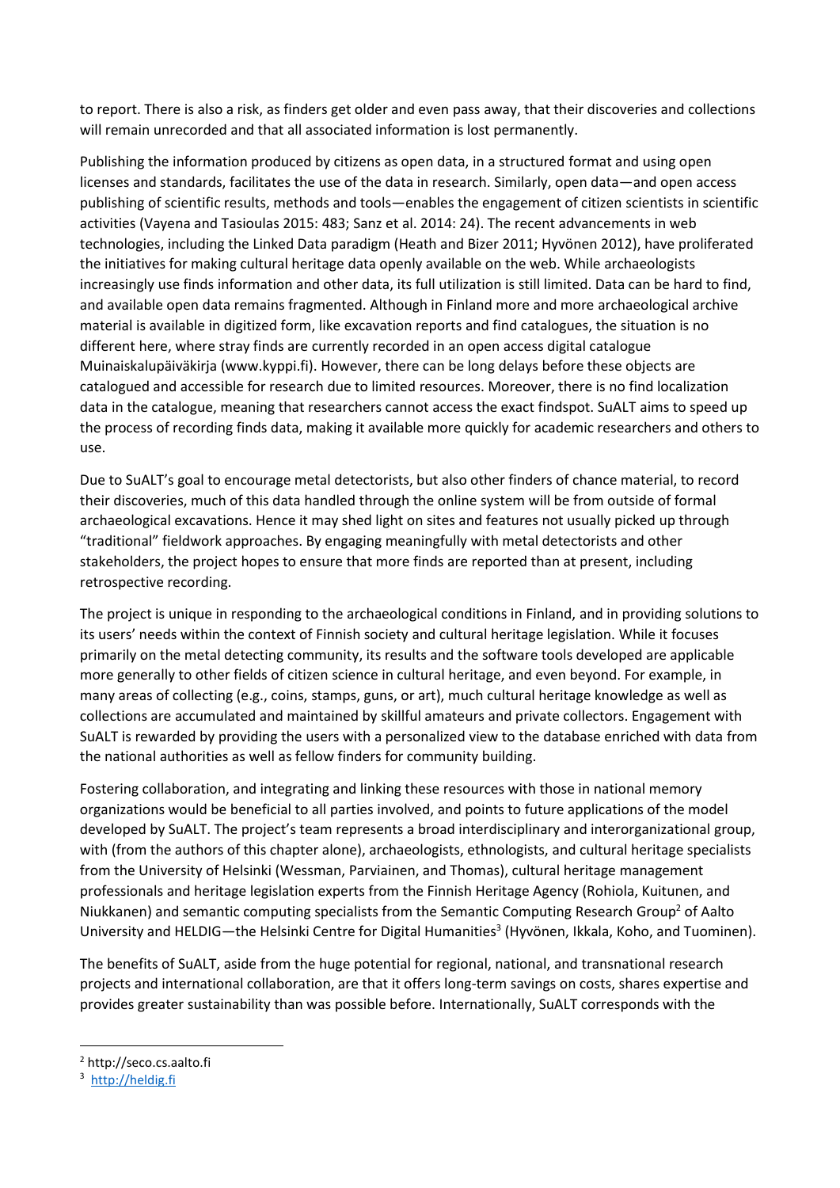to report. There is also a risk, as finders get older and even pass away, that their discoveries and collections will remain unrecorded and that all associated information is lost permanently.

Publishing the information produced by citizens as open data, in a structured format and using open licenses and standards, facilitates the use of the data in research. Similarly, open data—and open access publishing of scientific results, methods and tools—enables the engagement of citizen scientists in scientific activities (Vayena and Tasioulas 2015: 483; Sanz et al. 2014: 24). The recent advancements in web technologies, including the Linked Data paradigm (Heath and Bizer 2011; Hyvönen 2012), have proliferated the initiatives for making cultural heritage data openly available on the web. While archaeologists increasingly use finds information and other data, its full utilization is still limited. Data can be hard to find, and available open data remains fragmented. Although in Finland more and more archaeological archive material is available in digitized form, like excavation reports and find catalogues, the situation is no different here, where stray finds are currently recorded in an open access digital catalogue Muinaiskalupäiväkirja (www.kyppi.fi). However, there can be long delays before these objects are catalogued and accessible for research due to limited resources. Moreover, there is no find localization data in the catalogue, meaning that researchers cannot access the exact findspot. SuALT aims to speed up the process of recording finds data, making it available more quickly for academic researchers and others to use.

Due to SuALT's goal to encourage metal detectorists, but also other finders of chance material, to record their discoveries, much of this data handled through the online system will be from outside of formal archaeological excavations. Hence it may shed light on sites and features not usually picked up through "traditional" fieldwork approaches. By engaging meaningfully with metal detectorists and other stakeholders, the project hopes to ensure that more finds are reported than at present, including retrospective recording.

The project is unique in responding to the archaeological conditions in Finland, and in providing solutions to its users' needs within the context of Finnish society and cultural heritage legislation. While it focuses primarily on the metal detecting community, its results and the software tools developed are applicable more generally to other fields of citizen science in cultural heritage, and even beyond. For example, in many areas of collecting (e.g., coins, stamps, guns, or art), much cultural heritage knowledge as well as collections are accumulated and maintained by skillful amateurs and private collectors. Engagement with SuALT is rewarded by providing the users with a personalized view to the database enriched with data from the national authorities as well as fellow finders for community building.

Fostering collaboration, and integrating and linking these resources with those in national memory organizations would be beneficial to all parties involved, and points to future applications of the model developed by SuALT. The project's team represents a broad interdisciplinary and interorganizational group, with (from the authors of this chapter alone), archaeologists, ethnologists, and cultural heritage specialists from the University of Helsinki (Wessman, Parviainen, and Thomas), cultural heritage management professionals and heritage legislation experts from the Finnish Heritage Agency (Rohiola, Kuitunen, and Niukkanen) and semantic computing specialists from the Semantic Computing Research Group[2] of Aalto University and HELDIG—the Helsinki Centre for Digital Humanities[3] (Hyvönen, Ikkala, Koho, and Tuominen).

The benefits of SuALT, aside from the huge potential for regional, national, and transnational research projects and international collaboration, are that it offers long-term savings on costs, shares expertise and provides greater sustainability than was possible before. Internationally, SuALT corresponds with the

[2] http://seco.cs.aalto.fi

[3] http://heldig.fi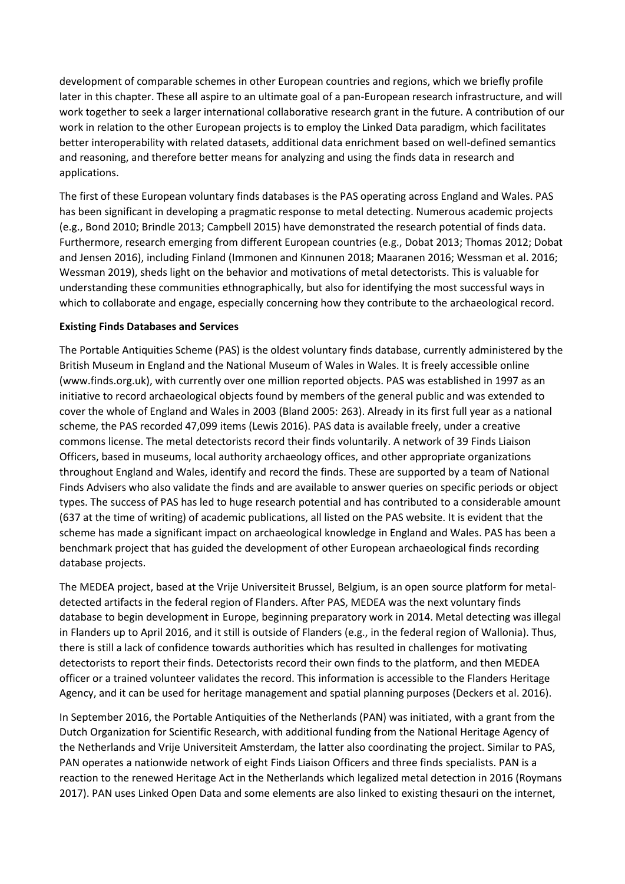development of comparable schemes in other European countries and regions, which we briefly profile later in this chapter. These all aspire to an ultimate goal of a pan-European research infrastructure, and will work together to seek a larger international collaborative research grant in the future. A contribution of our work in relation to the other European projects is to employ the Linked Data paradigm, which facilitates better interoperability with related datasets, additional data enrichment based on well-defined semantics and reasoning, and therefore better means for analyzing and using the finds data in research and applications.

The first of these European voluntary finds databases is the PAS operating across England and Wales. PAS has been significant in developing a pragmatic response to metal detecting. Numerous academic projects (e.g., Bond 2010; Brindle 2013; Campbell 2015) have demonstrated the research potential of finds data. Furthermore, research emerging from different European countries (e.g., Dobat 2013; Thomas 2012; Dobat and Jensen 2016), including Finland (Immonen and Kinnunen 2018; Maaranen 2016; Wessman et al. 2016; Wessman 2019), sheds light on the behavior and motivations of metal detectorists. This is valuable for understanding these communities ethnographically, but also for identifying the most successful ways in which to collaborate and engage, especially concerning how they contribute to the archaeological record.

**Existing Finds Databases and Services**

The Portable Antiquities Scheme (PAS) is the oldest voluntary finds database, currently administered by the British Museum in England and the National Museum of Wales in Wales. It is freely accessible online (www.finds.org.uk), with currently over one million reported objects. PAS was established in 1997 as an initiative to record archaeological objects found by members of the general public and was extended to cover the whole of England and Wales in 2003 (Bland 2005: 263). Already in its first full year as a national scheme, the PAS recorded 47,099 items (Lewis 2016). PAS data is available freely, under a creative commons license. The metal detectorists record their finds voluntarily. A network of 39 Finds Liaison Officers, based in museums, local authority archaeology offices, and other appropriate organizations throughout England and Wales, identify and record the finds. These are supported by a team of National Finds Advisers who also validate the finds and are available to answer queries on specific periods or object types. The success of PAS has led to huge research potential and has contributed to a considerable amount (637 at the time of writing) of academic publications, all listed on the PAS website. It is evident that the scheme has made a significant impact on archaeological knowledge in England and Wales. PAS has been a benchmark project that has guided the development of other European archaeological finds recording database projects.

The MEDEA project, based at the Vrije Universiteit Brussel, Belgium, is an open source platform for metal-detected artifacts in the federal region of Flanders. After PAS, MEDEA was the next voluntary finds database to begin development in Europe, beginning preparatory work in 2014. Metal detecting was illegal in Flanders up to April 2016, and it still is outside of Flanders (e.g., in the federal region of Wallonia). Thus, there is still a lack of confidence towards authorities which has resulted in challenges for motivating detectorists to report their finds. Detectorists record their own finds to the platform, and then MEDEA officer or a trained volunteer validates the record. This information is accessible to the Flanders Heritage Agency, and it can be used for heritage management and spatial planning purposes (Deckers et al. 2016).

In September 2016, the Portable Antiquities of the Netherlands (PAN) was initiated, with a grant from the Dutch Organization for Scientific Research, with additional funding from the National Heritage Agency of the Netherlands and Vrije Universiteit Amsterdam, the latter also coordinating the project. Similar to PAS, PAN operates a nationwide network of eight Finds Liaison Officers and three finds specialists. PAN is a reaction to the renewed Heritage Act in the Netherlands which legalized metal detection in 2016 (Roymans 2017). PAN uses Linked Open Data and some elements are also linked to existing thesauri on the internet,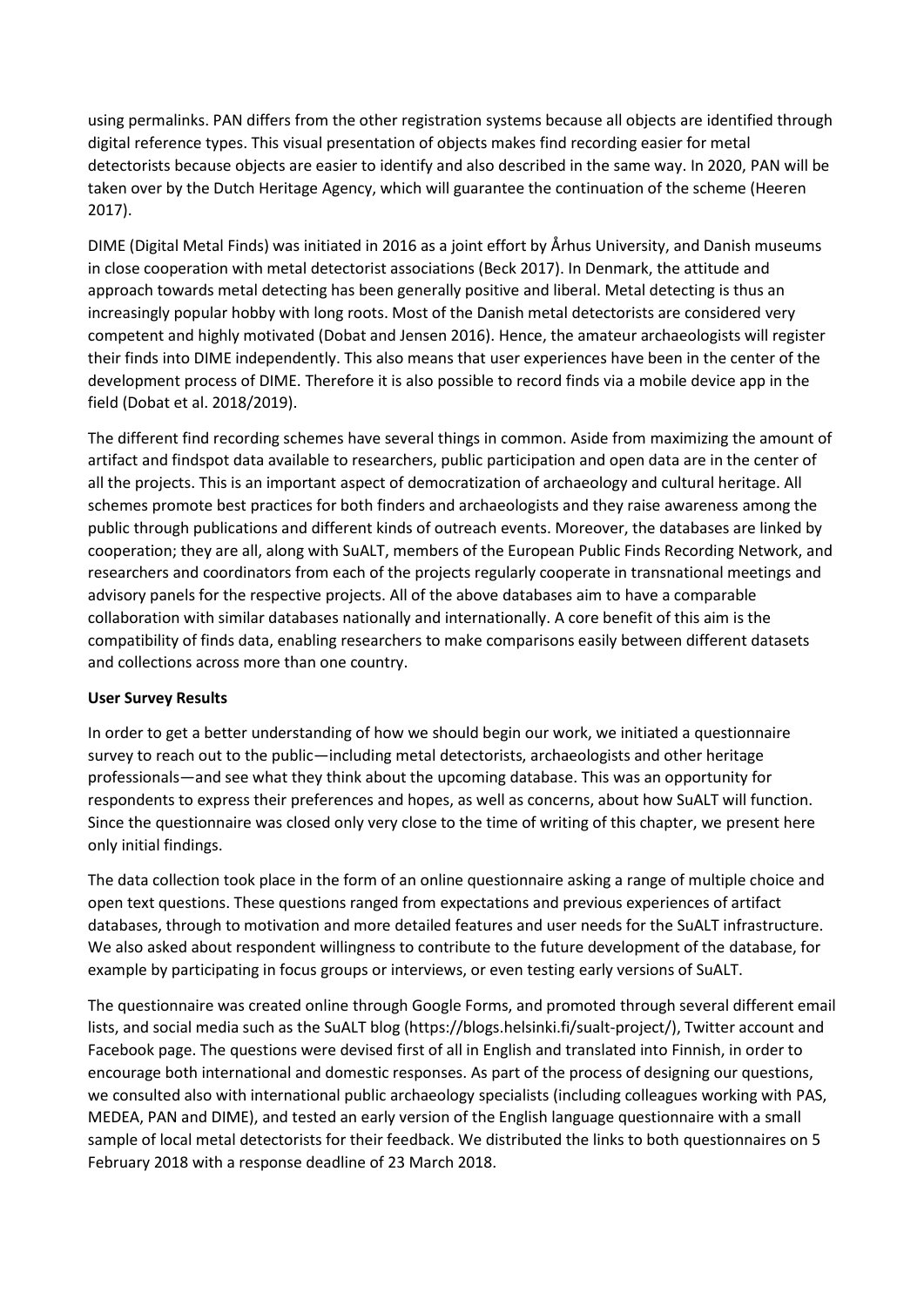using permalinks. PAN differs from the other registration systems because all objects are identified through digital reference types. This visual presentation of objects makes find recording easier for metal detectorists because objects are easier to identify and also described in the same way. In 2020, PAN will be taken over by the Dutch Heritage Agency, which will guarantee the continuation of the scheme (Heeren 2017).

DIME (Digital Metal Finds) was initiated in 2016 as a joint effort by Århus University, and Danish museums in close cooperation with metal detectorist associations (Beck 2017). In Denmark, the attitude and approach towards metal detecting has been generally positive and liberal. Metal detecting is thus an increasingly popular hobby with long roots. Most of the Danish metal detectorists are considered very competent and highly motivated (Dobat and Jensen 2016). Hence, the amateur archaeologists will register their finds into DIME independently. This also means that user experiences have been in the center of the development process of DIME. Therefore it is also possible to record finds via a mobile device app in the field (Dobat et al. 2018/2019).

The different find recording schemes have several things in common. Aside from maximizing the amount of artifact and findspot data available to researchers, public participation and open data are in the center of all the projects. This is an important aspect of democratization of archaeology and cultural heritage. All schemes promote best practices for both finders and archaeologists and they raise awareness among the public through publications and different kinds of outreach events. Moreover, the databases are linked by cooperation; they are all, along with SuALT, members of the European Public Finds Recording Network, and researchers and coordinators from each of the projects regularly cooperate in transnational meetings and advisory panels for the respective projects. All of the above databases aim to have a comparable collaboration with similar databases nationally and internationally. A core benefit of this aim is the compatibility of finds data, enabling researchers to make comparisons easily between different datasets and collections across more than one country.

**User Survey Results**

In order to get a better understanding of how we should begin our work, we initiated a questionnaire survey to reach out to the public—including metal detectorists, archaeologists and other heritage professionals—and see what they think about the upcoming database. This was an opportunity for respondents to express their preferences and hopes, as well as concerns, about how SuALT will function. Since the questionnaire was closed only very close to the time of writing of this chapter, we present here only initial findings.

The data collection took place in the form of an online questionnaire asking a range of multiple choice and open text questions. These questions ranged from expectations and previous experiences of artifact databases, through to motivation and more detailed features and user needs for the SuALT infrastructure. We also asked about respondent willingness to contribute to the future development of the database, for example by participating in focus groups or interviews, or even testing early versions of SuALT.

The questionnaire was created online through Google Forms, and promoted through several different email lists, and social media such as the SuALT blog (https://blogs.helsinki.fi/sualt-project/), Twitter account and Facebook page. The questions were devised first of all in English and translated into Finnish, in order to encourage both international and domestic responses. As part of the process of designing our questions, we consulted also with international public archaeology specialists (including colleagues working with PAS, MEDEA, PAN and DIME), and tested an early version of the English language questionnaire with a small sample of local metal detectorists for their feedback. We distributed the links to both questionnaires on 5 February 2018 with a response deadline of 23 March 2018.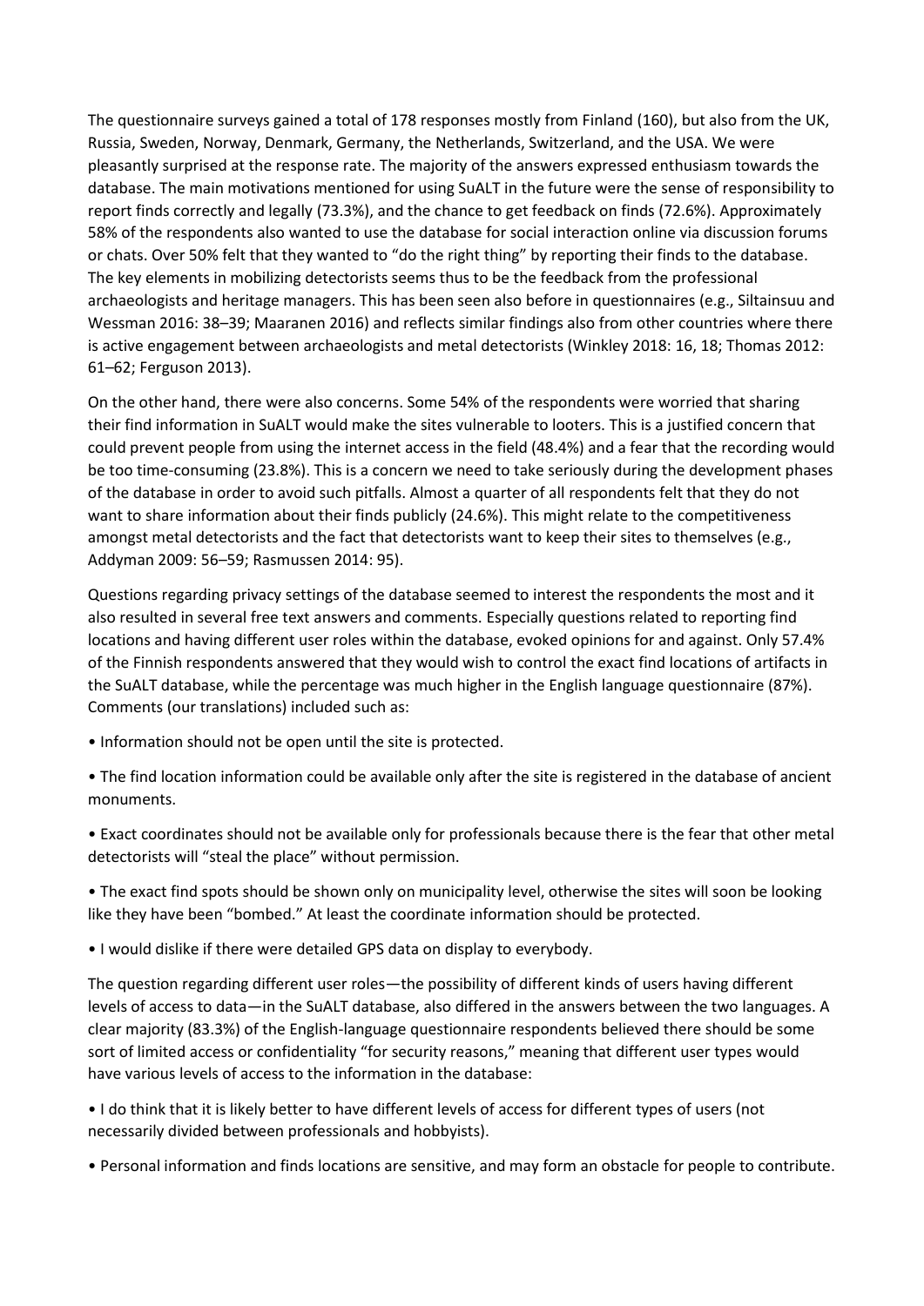The questionnaire surveys gained a total of 178 responses mostly from Finland (160), but also from the UK, Russia, Sweden, Norway, Denmark, Germany, the Netherlands, Switzerland, and the USA. We were pleasantly surprised at the response rate. The majority of the answers expressed enthusiasm towards the database. The main motivations mentioned for using SuALT in the future were the sense of responsibility to report finds correctly and legally (73.3%), and the chance to get feedback on finds (72.6%). Approximately 58% of the respondents also wanted to use the database for social interaction online via discussion forums or chats. Over 50% felt that they wanted to "do the right thing" by reporting their finds to the database. The key elements in mobilizing detectorists seems thus to be the feedback from the professional archaeologists and heritage managers. This has been seen also before in questionnaires (e.g., Siltainsuu and Wessman 2016: 38–39; Maaranen 2016) and reflects similar findings also from other countries where there is active engagement between archaeologists and metal detectorists (Winkley 2018: 16, 18; Thomas 2012: 61–62; Ferguson 2013).

On the other hand, there were also concerns. Some 54% of the respondents were worried that sharing their find information in SuALT would make the sites vulnerable to looters. This is a justified concern that could prevent people from using the internet access in the field (48.4%) and a fear that the recording would be too time-consuming (23.8%). This is a concern we need to take seriously during the development phases of the database in order to avoid such pitfalls. Almost a quarter of all respondents felt that they do not want to share information about their finds publicly (24.6%). This might relate to the competitiveness amongst metal detectorists and the fact that detectorists want to keep their sites to themselves (e.g., Addyman 2009: 56–59; Rasmussen 2014: 95).

Questions regarding privacy settings of the database seemed to interest the respondents the most and it also resulted in several free text answers and comments. Especially questions related to reporting find locations and having different user roles within the database, evoked opinions for and against. Only 57.4% of the Finnish respondents answered that they would wish to control the exact find locations of artifacts in the SuALT database, while the percentage was much higher in the English language questionnaire (87%). Comments (our translations) included such as:

- Information should not be open until the site is protected.
- The find location information could be available only after the site is registered in the database of ancient monuments.
- Exact coordinates should not be available only for professionals because there is the fear that other metal detectorists will "steal the place" without permission.
- The exact find spots should be shown only on municipality level, otherwise the sites will soon be looking like they have been "bombed." At least the coordinate information should be protected.
- I would dislike if there were detailed GPS data on display to everybody.

The question regarding different user roles—the possibility of different kinds of users having different levels of access to data—in the SuALT database, also differed in the answers between the two languages. A clear majority (83.3%) of the English-language questionnaire respondents believed there should be some sort of limited access or confidentiality "for security reasons," meaning that different user types would have various levels of access to the information in the database:

- I do think that it is likely better to have different levels of access for different types of users (not necessarily divided between professionals and hobbyists).
- Personal information and finds locations are sensitive, and may form an obstacle for people to contribute.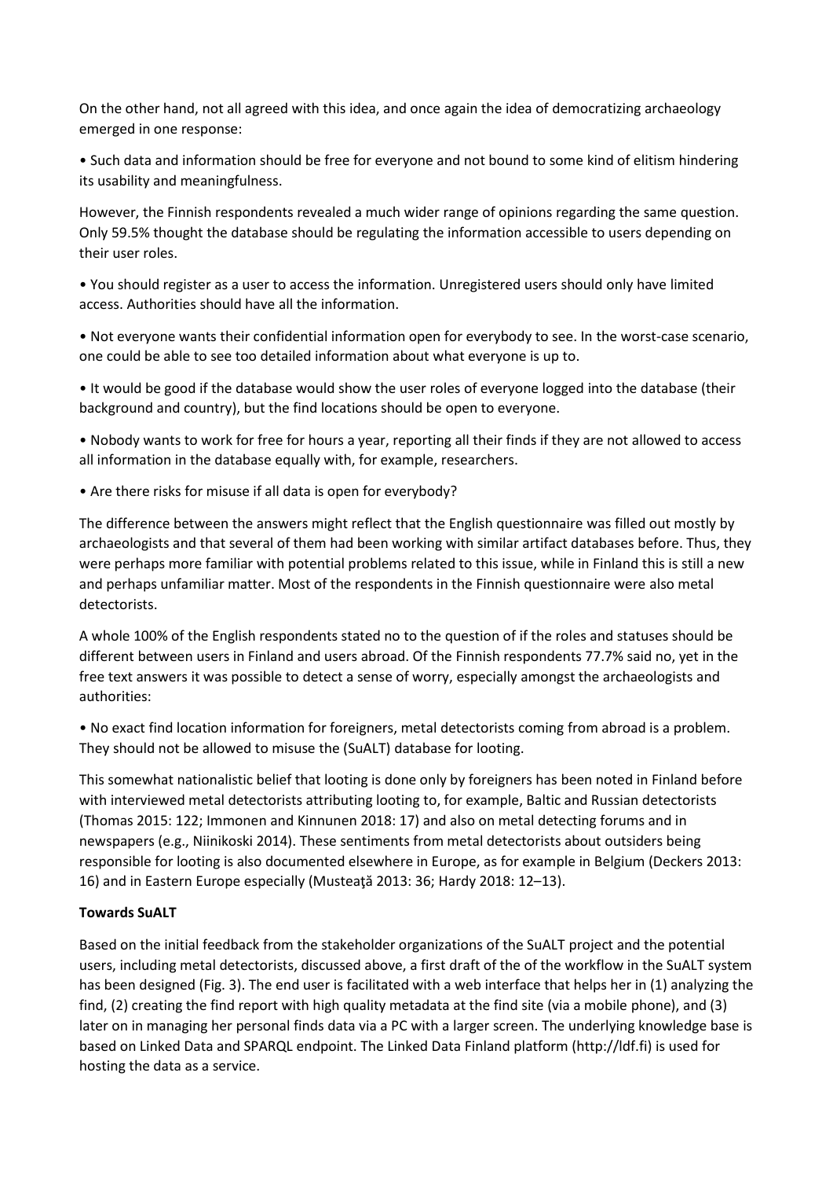On the other hand, not all agreed with this idea, and once again the idea of democratizing archaeology emerged in one response:

- Such data and information should be free for everyone and not bound to some kind of elitism hindering its usability and meaningfulness.

However, the Finnish respondents revealed a much wider range of opinions regarding the same question. Only 59.5% thought the database should be regulating the information accessible to users depending on their user roles.

- You should register as a user to access the information. Unregistered users should only have limited access. Authorities should have all the information.
- Not everyone wants their confidential information open for everybody to see. In the worst-case scenario, one could be able to see too detailed information about what everyone is up to.
- It would be good if the database would show the user roles of everyone logged into the database (their background and country), but the find locations should be open to everyone.
- Nobody wants to work for free for hours a year, reporting all their finds if they are not allowed to access all information in the database equally with, for example, researchers.
- Are there risks for misuse if all data is open for everybody?

The difference between the answers might reflect that the English questionnaire was filled out mostly by archaeologists and that several of them had been working with similar artifact databases before. Thus, they were perhaps more familiar with potential problems related to this issue, while in Finland this is still a new and perhaps unfamiliar matter. Most of the respondents in the Finnish questionnaire were also metal detectorists.

A whole 100% of the English respondents stated no to the question of if the roles and statuses should be different between users in Finland and users abroad. Of the Finnish respondents 77.7% said no, yet in the free text answers it was possible to detect a sense of worry, especially amongst the archaeologists and authorities:

- No exact find location information for foreigners, metal detectorists coming from abroad is a problem. They should not be allowed to misuse the (SuALT) database for looting.

This somewhat nationalistic belief that looting is done only by foreigners has been noted in Finland before with interviewed metal detectorists attributing looting to, for example, Baltic and Russian detectorists (Thomas 2015: 122; Immonen and Kinnunen 2018: 17) and also on metal detecting forums and in newspapers (e.g., Niinikoski 2014). These sentiments from metal detectorists about outsiders being responsible for looting is also documented elsewhere in Europe, as for example in Belgium (Deckers 2013: 16) and in Eastern Europe especially (Musteaţă 2013: 36; Hardy 2018: 12–13).

**Towards SuALT**

Based on the initial feedback from the stakeholder organizations of the SuALT project and the potential users, including metal detectorists, discussed above, a first draft of the of the workflow in the SuALT system has been designed (Fig. 3). The end user is facilitated with a web interface that helps her in (1) analyzing the find, (2) creating the find report with high quality metadata at the find site (via a mobile phone), and (3) later on in managing her personal finds data via a PC with a larger screen. The underlying knowledge base is based on Linked Data and SPARQL endpoint. The Linked Data Finland platform (http://ldf.fi) is used for hosting the data as a service.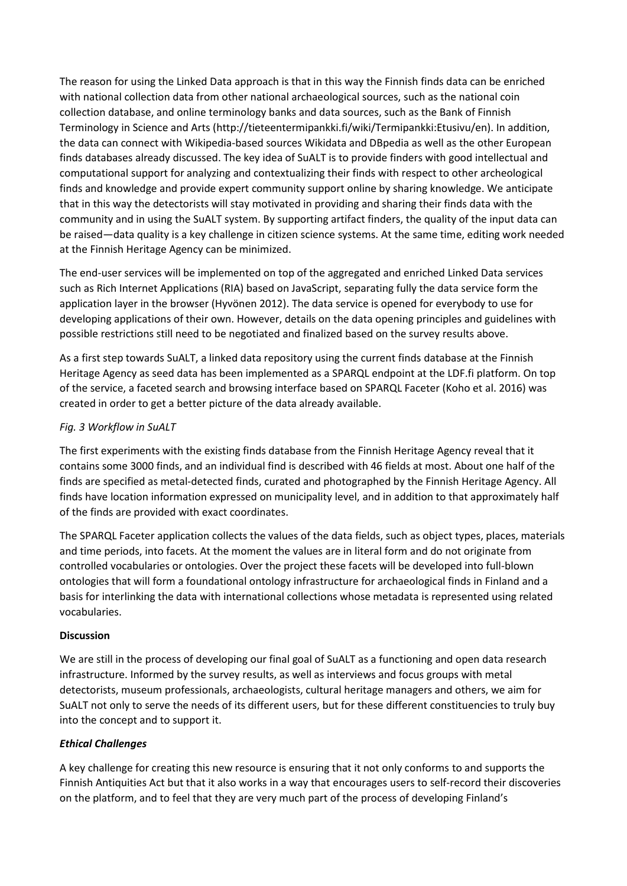The reason for using the Linked Data approach is that in this way the Finnish finds data can be enriched with national collection data from other national archaeological sources, such as the national coin collection database, and online terminology banks and data sources, such as the Bank of Finnish Terminology in Science and Arts (http://tieteentermipankki.fi/wiki/Termipankki:Etusivu/en). In addition, the data can connect with Wikipedia-based sources Wikidata and DBpedia as well as the other European finds databases already discussed. The key idea of SuALT is to provide finders with good intellectual and computational support for analyzing and contextualizing their finds with respect to other archeological finds and knowledge and provide expert community support online by sharing knowledge. We anticipate that in this way the detectorists will stay motivated in providing and sharing their finds data with the community and in using the SuALT system. By supporting artifact finders, the quality of the input data can be raised—data quality is a key challenge in citizen science systems. At the same time, editing work needed at the Finnish Heritage Agency can be minimized.

The end-user services will be implemented on top of the aggregated and enriched Linked Data services such as Rich Internet Applications (RIA) based on JavaScript, separating fully the data service form the application layer in the browser (Hyvönen 2012). The data service is opened for everybody to use for developing applications of their own. However, details on the data opening principles and guidelines with possible restrictions still need to be negotiated and finalized based on the survey results above.

As a first step towards SuALT, a linked data repository using the current finds database at the Finnish Heritage Agency as seed data has been implemented as a SPARQL endpoint at the LDF.fi platform. On top of the service, a faceted search and browsing interface based on SPARQL Faceter (Koho et al. 2016) was created in order to get a better picture of the data already available.

*Fig. 3 Workflow in SuALT*

The first experiments with the existing finds database from the Finnish Heritage Agency reveal that it contains some 3000 finds, and an individual find is described with 46 fields at most. About one half of the finds are specified as metal-detected finds, curated and photographed by the Finnish Heritage Agency. All finds have location information expressed on municipality level, and in addition to that approximately half of the finds are provided with exact coordinates.

The SPARQL Faceter application collects the values of the data fields, such as object types, places, materials and time periods, into facets. At the moment the values are in literal form and do not originate from controlled vocabularies or ontologies. Over the project these facets will be developed into full-blown ontologies that will form a foundational ontology infrastructure for archaeological finds in Finland and a basis for interlinking the data with international collections whose metadata is represented using related vocabularies.

**Discussion**

We are still in the process of developing our final goal of SuALT as a functioning and open data research infrastructure. Informed by the survey results, as well as interviews and focus groups with metal detectorists, museum professionals, archaeologists, cultural heritage managers and others, we aim for SuALT not only to serve the needs of its different users, but for these different constituencies to truly buy into the concept and to support it.

***Ethical Challenges***

A key challenge for creating this new resource is ensuring that it not only conforms to and supports the Finnish Antiquities Act but that it also works in a way that encourages users to self-record their discoveries on the platform, and to feel that they are very much part of the process of developing Finland's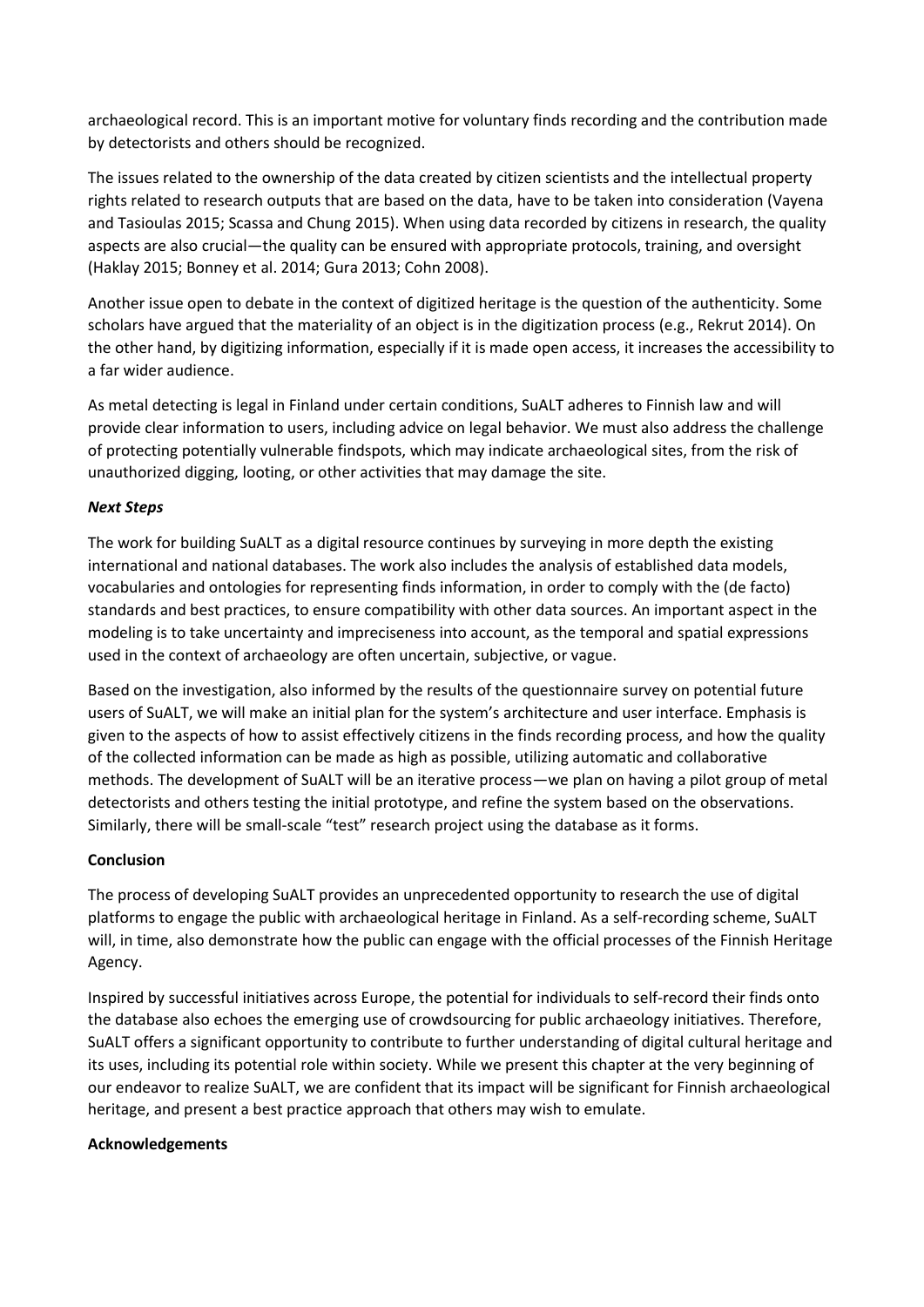archaeological record. This is an important motive for voluntary finds recording and the contribution made by detectorists and others should be recognized.

The issues related to the ownership of the data created by citizen scientists and the intellectual property rights related to research outputs that are based on the data, have to be taken into consideration (Vayena and Tasioulas 2015; Scassa and Chung 2015). When using data recorded by citizens in research, the quality aspects are also crucial—the quality can be ensured with appropriate protocols, training, and oversight (Haklay 2015; Bonney et al. 2014; Gura 2013; Cohn 2008).

Another issue open to debate in the context of digitized heritage is the question of the authenticity. Some scholars have argued that the materiality of an object is in the digitization process (e.g., Rekrut 2014). On the other hand, by digitizing information, especially if it is made open access, it increases the accessibility to a far wider audience.

As metal detecting is legal in Finland under certain conditions, SuALT adheres to Finnish law and will provide clear information to users, including advice on legal behavior. We must also address the challenge of protecting potentially vulnerable findspots, which may indicate archaeological sites, from the risk of unauthorized digging, looting, or other activities that may damage the site.

### *Next Steps*

The work for building SuALT as a digital resource continues by surveying in more depth the existing international and national databases. The work also includes the analysis of established data models, vocabularies and ontologies for representing finds information, in order to comply with the (de facto) standards and best practices, to ensure compatibility with other data sources. An important aspect in the modeling is to take uncertainty and impreciseness into account, as the temporal and spatial expressions used in the context of archaeology are often uncertain, subjective, or vague.

Based on the investigation, also informed by the results of the questionnaire survey on potential future users of SuALT, we will make an initial plan for the system's architecture and user interface. Emphasis is given to the aspects of how to assist effectively citizens in the finds recording process, and how the quality of the collected information can be made as high as possible, utilizing automatic and collaborative methods. The development of SuALT will be an iterative process—we plan on having a pilot group of metal detectorists and others testing the initial prototype, and refine the system based on the observations. Similarly, there will be small-scale "test" research project using the database as it forms.

## Conclusion

The process of developing SuALT provides an unprecedented opportunity to research the use of digital platforms to engage the public with archaeological heritage in Finland. As a self-recording scheme, SuALT will, in time, also demonstrate how the public can engage with the official processes of the Finnish Heritage Agency.

Inspired by successful initiatives across Europe, the potential for individuals to self-record their finds onto the database also echoes the emerging use of crowdsourcing for public archaeology initiatives. Therefore, SuALT offers a significant opportunity to contribute to further understanding of digital cultural heritage and its uses, including its potential role within society. While we present this chapter at the very beginning of our endeavor to realize SuALT, we are confident that its impact will be significant for Finnish archaeological heritage, and present a best practice approach that others may wish to emulate.

## Acknowledgements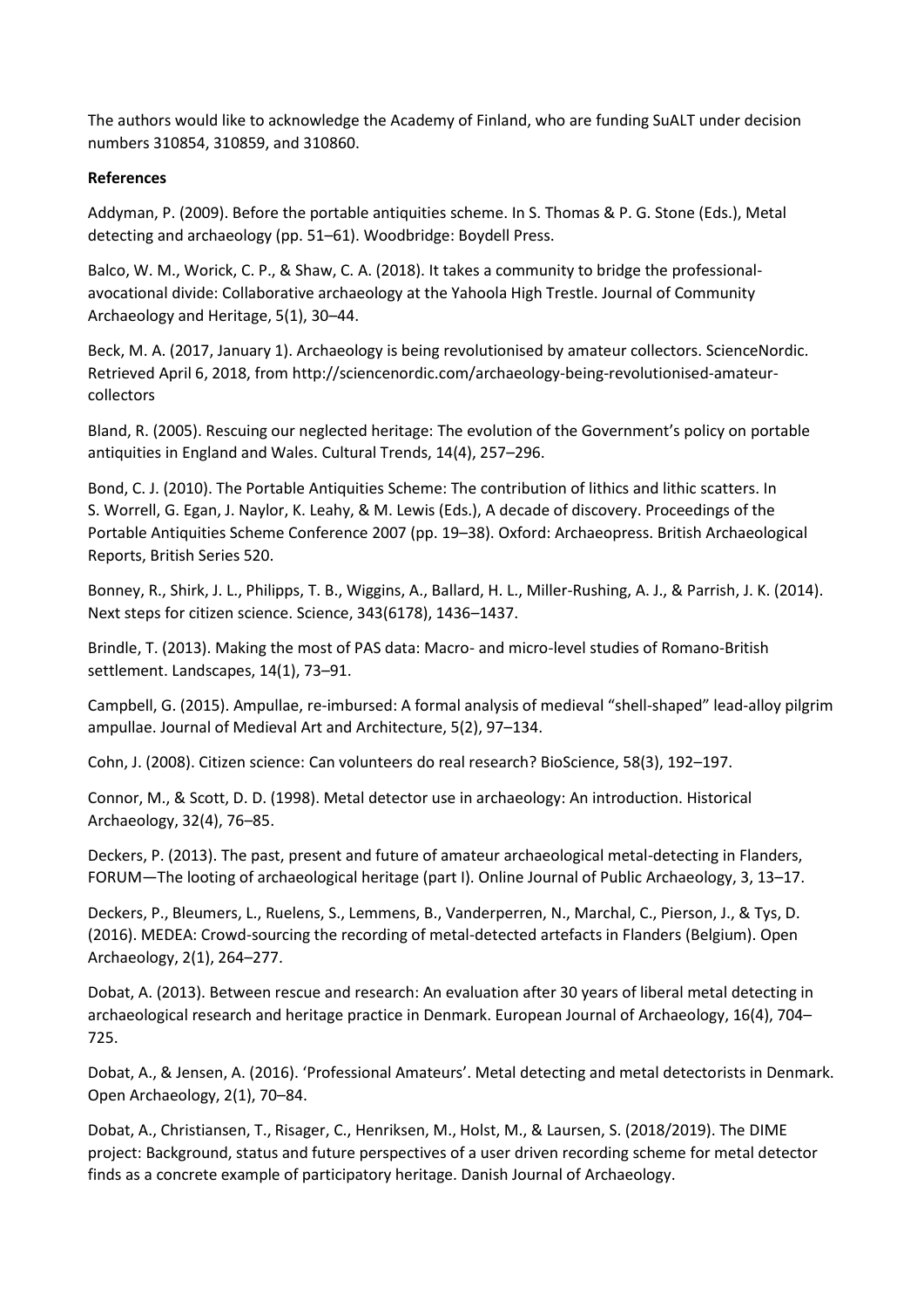The authors would like to acknowledge the Academy of Finland, who are funding SuALT under decision numbers 310854, 310859, and 310860.

**References**

Addyman, P. (2009). Before the portable antiquities scheme. In S. Thomas & P. G. Stone (Eds.), Metal detecting and archaeology (pp. 51–61). Woodbridge: Boydell Press.

Balco, W. M., Worick, C. P., & Shaw, C. A. (2018). It takes a community to bridge the professional-avocational divide: Collaborative archaeology at the Yahoola High Trestle. Journal of Community Archaeology and Heritage, 5(1), 30–44.

Beck, M. A. (2017, January 1). Archaeology is being revolutionised by amateur collectors. ScienceNordic. Retrieved April 6, 2018, from http://sciencenordic.com/archaeology-being-revolutionised-amateur-collectors

Bland, R. (2005). Rescuing our neglected heritage: The evolution of the Government's policy on portable antiquities in England and Wales. Cultural Trends, 14(4), 257–296.

Bond, C. J. (2010). The Portable Antiquities Scheme: The contribution of lithics and lithic scatters. In S. Worrell, G. Egan, J. Naylor, K. Leahy, & M. Lewis (Eds.), A decade of discovery. Proceedings of the Portable Antiquities Scheme Conference 2007 (pp. 19–38). Oxford: Archaeopress. British Archaeological Reports, British Series 520.

Bonney, R., Shirk, J. L., Philipps, T. B., Wiggins, A., Ballard, H. L., Miller-Rushing, A. J., & Parrish, J. K. (2014). Next steps for citizen science. Science, 343(6178), 1436–1437.

Brindle, T. (2013). Making the most of PAS data: Macro- and micro-level studies of Romano-British settlement. Landscapes, 14(1), 73–91.

Campbell, G. (2015). Ampullae, re-imbursed: A formal analysis of medieval "shell-shaped" lead-alloy pilgrim ampullae. Journal of Medieval Art and Architecture, 5(2), 97–134.

Cohn, J. (2008). Citizen science: Can volunteers do real research? BioScience, 58(3), 192–197.

Connor, M., & Scott, D. D. (1998). Metal detector use in archaeology: An introduction. Historical Archaeology, 32(4), 76–85.

Deckers, P. (2013). The past, present and future of amateur archaeological metal-detecting in Flanders, FORUM—The looting of archaeological heritage (part I). Online Journal of Public Archaeology, 3, 13–17.

Deckers, P., Bleumers, L., Ruelens, S., Lemmens, B., Vanderperren, N., Marchal, C., Pierson, J., & Tys, D. (2016). MEDEA: Crowd-sourcing the recording of metal-detected artefacts in Flanders (Belgium). Open Archaeology, 2(1), 264–277.

Dobat, A. (2013). Between rescue and research: An evaluation after 30 years of liberal metal detecting in archaeological research and heritage practice in Denmark. European Journal of Archaeology, 16(4), 704–725.

Dobat, A., & Jensen, A. (2016). 'Professional Amateurs'. Metal detecting and metal detectorists in Denmark. Open Archaeology, 2(1), 70–84.

Dobat, A., Christiansen, T., Risager, C., Henriksen, M., Holst, M., & Laursen, S. (2018/2019). The DIME project: Background, status and future perspectives of a user driven recording scheme for metal detector finds as a concrete example of participatory heritage. Danish Journal of Archaeology.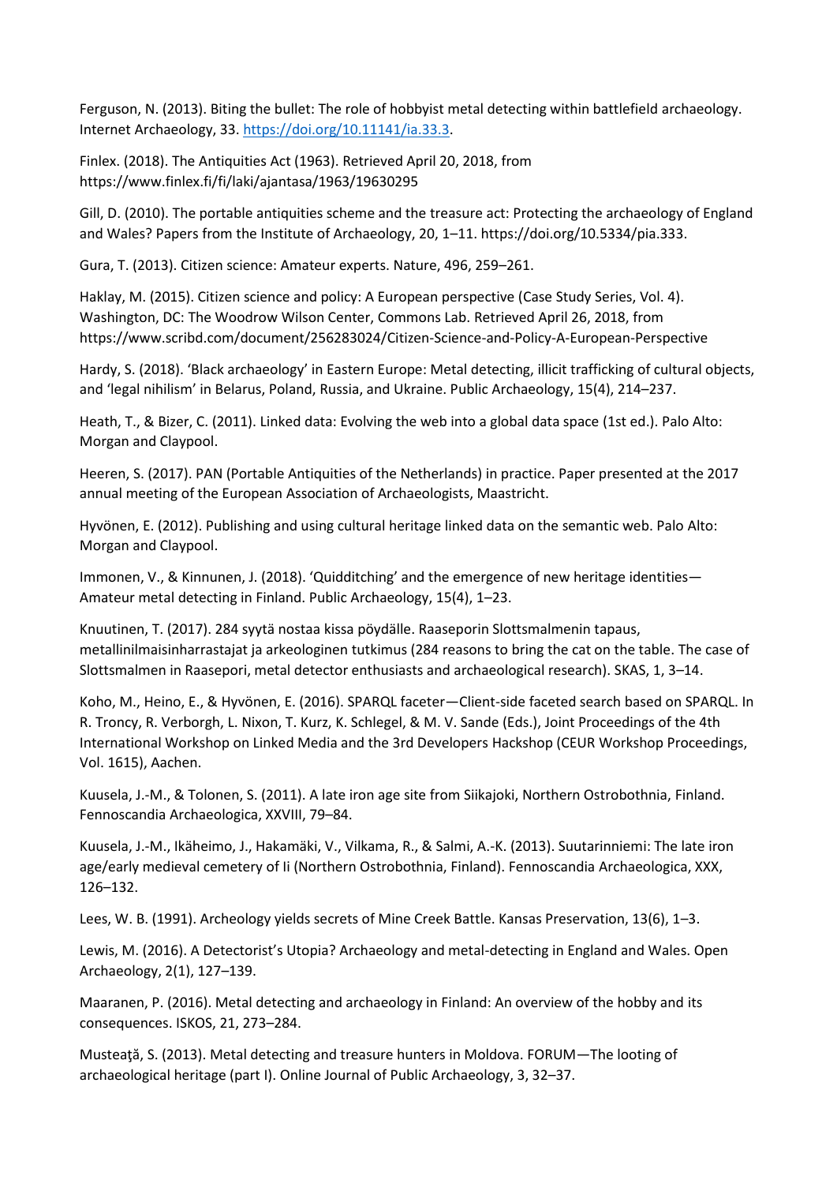Ferguson, N. (2013). Biting the bullet: The role of hobbyist metal detecting within battlefield archaeology. Internet Archaeology, 33. https://doi.org/10.11141/ia.33.3.

Finlex. (2018). The Antiquities Act (1963). Retrieved April 20, 2018, from https://www.finlex.fi/fi/laki/ajantasa/1963/19630295

Gill, D. (2010). The portable antiquities scheme and the treasure act: Protecting the archaeology of England and Wales? Papers from the Institute of Archaeology, 20, 1–11. https://doi.org/10.5334/pia.333.

Gura, T. (2013). Citizen science: Amateur experts. Nature, 496, 259–261.

Haklay, M. (2015). Citizen science and policy: A European perspective (Case Study Series, Vol. 4). Washington, DC: The Woodrow Wilson Center, Commons Lab. Retrieved April 26, 2018, from https://www.scribd.com/document/256283024/Citizen-Science-and-Policy-A-European-Perspective

Hardy, S. (2018). 'Black archaeology' in Eastern Europe: Metal detecting, illicit trafficking of cultural objects, and 'legal nihilism' in Belarus, Poland, Russia, and Ukraine. Public Archaeology, 15(4), 214–237.

Heath, T., & Bizer, C. (2011). Linked data: Evolving the web into a global data space (1st ed.). Palo Alto: Morgan and Claypool.

Heeren, S. (2017). PAN (Portable Antiquities of the Netherlands) in practice. Paper presented at the 2017 annual meeting of the European Association of Archaeologists, Maastricht.

Hyvönen, E. (2012). Publishing and using cultural heritage linked data on the semantic web. Palo Alto: Morgan and Claypool.

Immonen, V., & Kinnunen, J. (2018). 'Quidditching' and the emergence of new heritage identities—Amateur metal detecting in Finland. Public Archaeology, 15(4), 1–23.

Knuutinen, T. (2017). 284 syytä nostaa kissa pöydälle. Raaseporin Slottsmalmenin tapaus, metallinilmaisinharrastajat ja arkeologinen tutkimus (284 reasons to bring the cat on the table. The case of Slottsmalmen in Raasepori, metal detector enthusiasts and archaeological research). SKAS, 1, 3–14.

Koho, M., Heino, E., & Hyvönen, E. (2016). SPARQL faceter—Client-side faceted search based on SPARQL. In R. Troncy, R. Verborgh, L. Nixon, T. Kurz, K. Schlegel, & M. V. Sande (Eds.), Joint Proceedings of the 4th International Workshop on Linked Media and the 3rd Developers Hackshop (CEUR Workshop Proceedings, Vol. 1615), Aachen.

Kuusela, J.-M., & Tolonen, S. (2011). A late iron age site from Siikajoki, Northern Ostrobothnia, Finland. Fennoscandia Archaeologica, XXVIII, 79–84.

Kuusela, J.-M., Ikäheimo, J., Hakamäki, V., Vilkama, R., & Salmi, A.-K. (2013). Suutarinniemi: The late iron age/early medieval cemetery of Ii (Northern Ostrobothnia, Finland). Fennoscandia Archaeologica, XXX, 126–132.

Lees, W. B. (1991). Archeology yields secrets of Mine Creek Battle. Kansas Preservation, 13(6), 1–3.

Lewis, M. (2016). A Detectorist's Utopia? Archaeology and metal-detecting in England and Wales. Open Archaeology, 2(1), 127–139.

Maaranen, P. (2016). Metal detecting and archaeology in Finland: An overview of the hobby and its consequences. ISKOS, 21, 273–284.

Musteaţă, S. (2013). Metal detecting and treasure hunters in Moldova. FORUM—The looting of archaeological heritage (part I). Online Journal of Public Archaeology, 3, 32–37.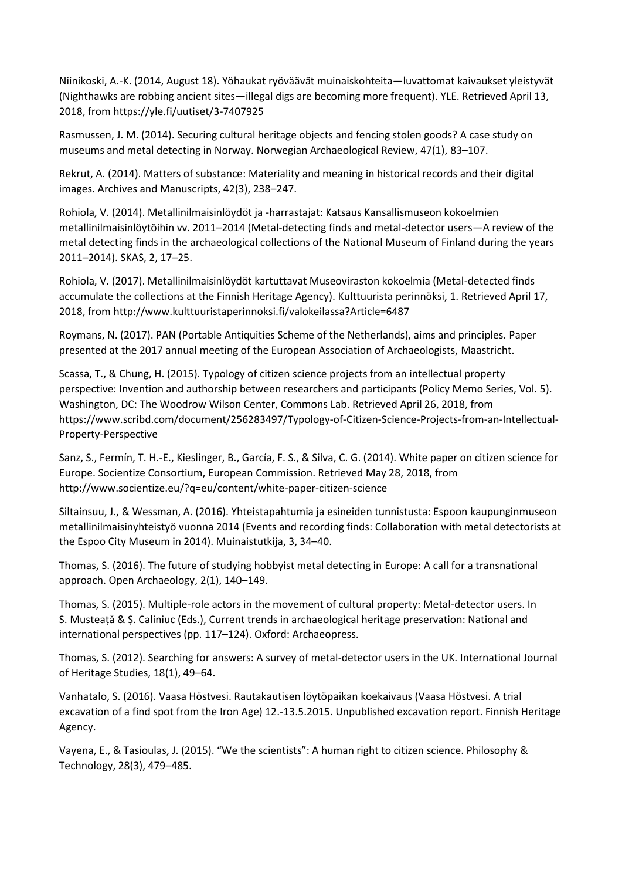Niinikoski, A.-K. (2014, August 18). Yöhaukat ryöväävät muinaiskohteita—luvattomat kaivaukset yleistyvät (Nighthawks are robbing ancient sites—illegal digs are becoming more frequent). YLE. Retrieved April 13, 2018, from https://yle.fi/uutiset/3-7407925

Rasmussen, J. M. (2014). Securing cultural heritage objects and fencing stolen goods? A case study on museums and metal detecting in Norway. Norwegian Archaeological Review, 47(1), 83–107.

Rekrut, A. (2014). Matters of substance: Materiality and meaning in historical records and their digital images. Archives and Manuscripts, 42(3), 238–247.

Rohiola, V. (2014). Metallinilmaisinlöydöt ja -harrastajat: Katsaus Kansallismuseon kokoelmien metallinilmaisinlöytöihin vv. 2011–2014 (Metal-detecting finds and metal-detector users—A review of the metal detecting finds in the archaeological collections of the National Museum of Finland during the years 2011–2014). SKAS, 2, 17–25.

Rohiola, V. (2017). Metallinilmaisinlöydöt kartuttavat Museoviraston kokoelmia (Metal-detected finds accumulate the collections at the Finnish Heritage Agency). Kulttuurista perinnöksi, 1. Retrieved April 17, 2018, from http://www.kulttuuristaperinnoksi.fi/valokeilassa?Article=6487

Roymans, N. (2017). PAN (Portable Antiquities Scheme of the Netherlands), aims and principles. Paper presented at the 2017 annual meeting of the European Association of Archaeologists, Maastricht.

Scassa, T., & Chung, H. (2015). Typology of citizen science projects from an intellectual property perspective: Invention and authorship between researchers and participants (Policy Memo Series, Vol. 5). Washington, DC: The Woodrow Wilson Center, Commons Lab. Retrieved April 26, 2018, from https://www.scribd.com/document/256283497/Typology-of-Citizen-Science-Projects-from-an-Intellectual-Property-Perspective

Sanz, S., Fermín, T. H.-E., Kieslinger, B., García, F. S., & Silva, C. G. (2014). White paper on citizen science for Europe. Socientize Consortium, European Commission. Retrieved May 28, 2018, from http://www.socientize.eu/?q=eu/content/white-paper-citizen-science

Siltainsuu, J., & Wessman, A. (2016). Yhteistapahtumia ja esineiden tunnistusta: Espoon kaupunginmuseon metallinilmaisinyhteistyö vuonna 2014 (Events and recording finds: Collaboration with metal detectorists at the Espoo City Museum in 2014). Muinaistutkija, 3, 34–40.

Thomas, S. (2016). The future of studying hobbyist metal detecting in Europe: A call for a transnational approach. Open Archaeology, 2(1), 140–149.

Thomas, S. (2015). Multiple-role actors in the movement of cultural property: Metal-detector users. In S. Musteaţă & Ş. Caliniuc (Eds.), Current trends in archaeological heritage preservation: National and international perspectives (pp. 117–124). Oxford: Archaeopress.

Thomas, S. (2012). Searching for answers: A survey of metal-detector users in the UK. International Journal of Heritage Studies, 18(1), 49–64.

Vanhatalo, S. (2016). Vaasa Höstvesi. Rautakautisen löytöpaikan koekaivaus (Vaasa Höstvesi. A trial excavation of a find spot from the Iron Age) 12.-13.5.2015. Unpublished excavation report. Finnish Heritage Agency.

Vayena, E., & Tasioulas, J. (2015). "We the scientists": A human right to citizen science. Philosophy & Technology, 28(3), 479–485.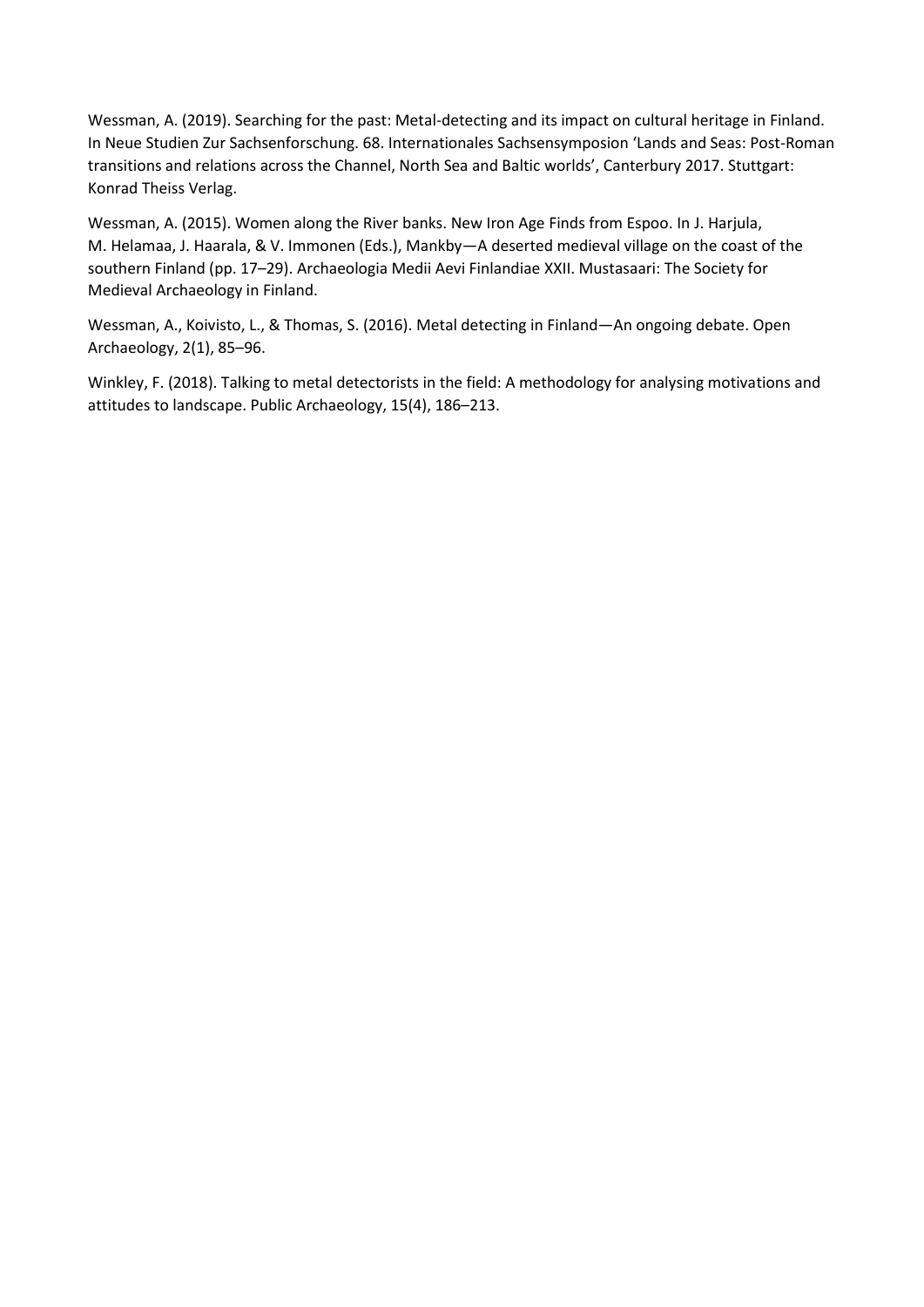Wessman, A. (2019). Searching for the past: Metal-detecting and its impact on cultural heritage in Finland. In Neue Studien Zur Sachsenforschung. 68. Internationales Sachsensymposion 'Lands and Seas: Post-Roman transitions and relations across the Channel, North Sea and Baltic worlds', Canterbury 2017. Stuttgart: Konrad Theiss Verlag.

Wessman, A. (2015). Women along the River banks. New Iron Age Finds from Espoo. In J. Harjula, M. Helamaa, J. Haarala, & V. Immonen (Eds.), Mankby—A deserted medieval village on the coast of the southern Finland (pp. 17–29). Archaeologia Medii Aevi Finlandiae XXII. Mustasaari: The Society for Medieval Archaeology in Finland.

Wessman, A., Koivisto, L., & Thomas, S. (2016). Metal detecting in Finland—An ongoing debate. Open Archaeology, 2(1), 85–96.

Winkley, F. (2018). Talking to metal detectorists in the field: A methodology for analysing motivations and attitudes to landscape. Public Archaeology, 15(4), 186–213.